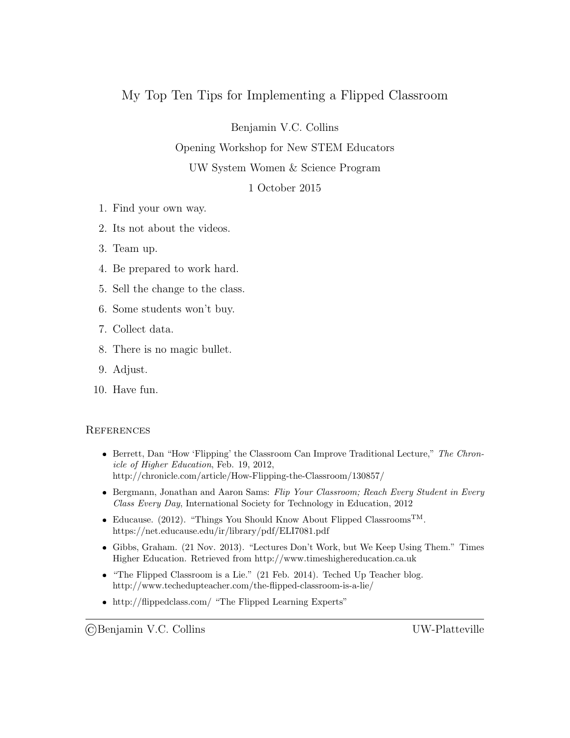# My Top Ten Tips for Implementing a Flipped Classroom

Benjamin V.C. Collins

Opening Workshop for New STEM Educators

UW System Women & Science Program

1 October 2015

1. Find your own way.
2. Its not about the videos.
3. Team up.
4. Be prepared to work hard.
5. Sell the change to the class.
6. Some students won't buy.
7. Collect data.
8. There is no magic bullet.
9. Adjust.
10. Have fun.

## References

- Berrett, Dan "How 'Flipping' the Classroom Can Improve Traditional Lecture," *The Chronicle of Higher Education*, Feb. 19, 2012, http://chronicle.com/article/How-Flipping-the-Classroom/130857/
- Bergmann, Jonathan and Aaron Sams: *Flip Your Classroom; Reach Every Student in Every Class Every Day*, International Society for Technology in Education, 2012
- Educause. (2012). "Things You Should Know About Flipped Classrooms™. https://net.educause.edu/ir/library/pdf/ELI7081.pdf
- Gibbs, Graham. (21 Nov. 2013). "Lectures Don't Work, but We Keep Using Them." Times Higher Education. Retrieved from http://www.timeshighereducation.ca.uk
- "The Flipped Classroom is a Lie." (21 Feb. 2014). Teched Up Teacher blog. http://www.techedupteacher.com/the-flipped-classroom-is-a-lie/
- http://flippedclass.com/ "The Flipped Learning Experts"

©Benjamin V.C. Collins UW-Platteville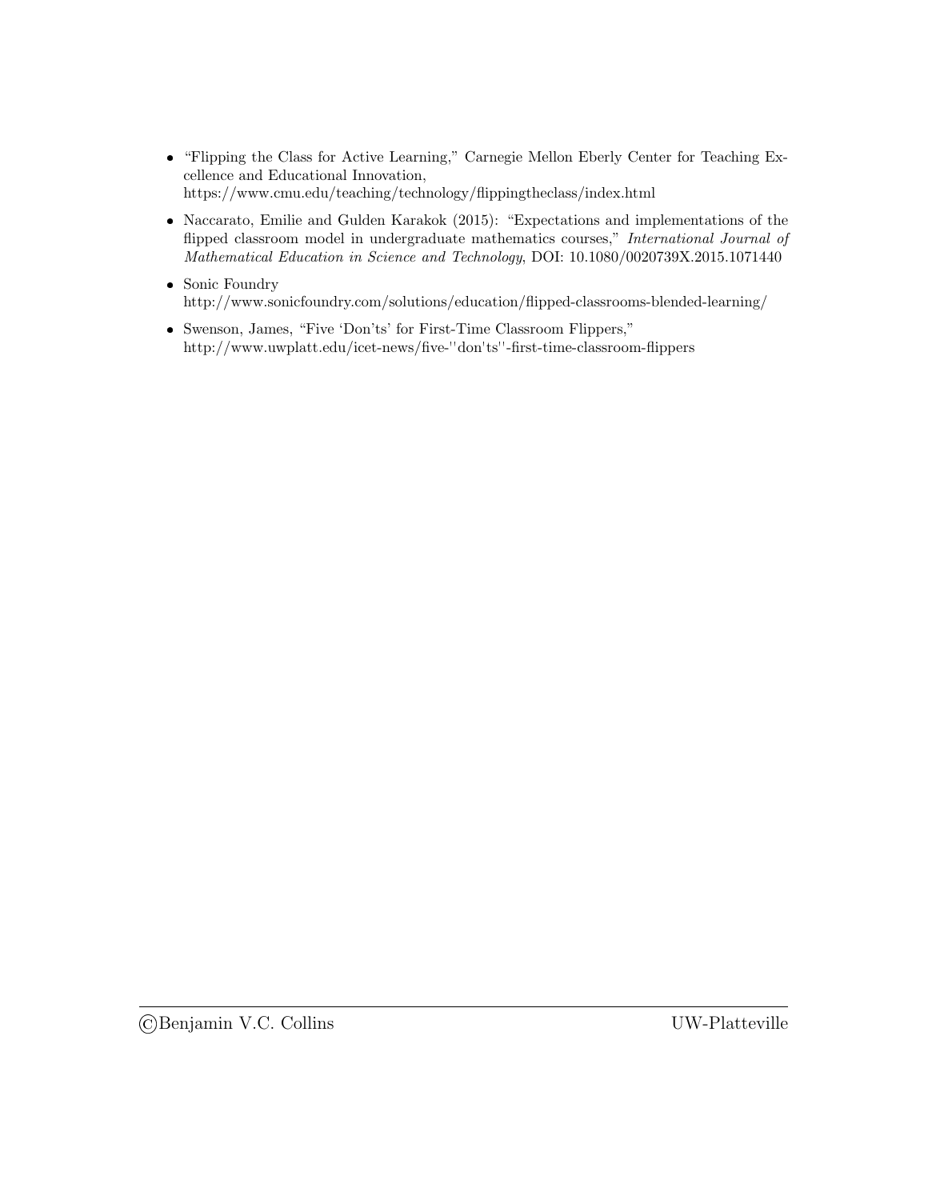- "Flipping the Class for Active Learning," Carnegie Mellon Eberly Center for Teaching Excellence and Educational Innovation,
  https://www.cmu.edu/teaching/technology/flippingtheclass/index.html
- Naccarato, Emilie and Gulden Karakok (2015): "Expectations and implementations of the flipped classroom model in undergraduate mathematics courses," *International Journal of Mathematical Education in Science and Technology*, DOI: 10.1080/0020739X.2015.1071440
- Sonic Foundry
  http://www.sonicfoundry.com/solutions/education/flipped-classrooms-blended-learning/
- Swenson, James, "Five 'Don'ts' for First-Time Classroom Flippers,"
  http://www.uwplatt.edu/icet-news/five-''don'ts''-first-time-classroom-flippers

©Benjamin V.C. Collins UW-Platteville